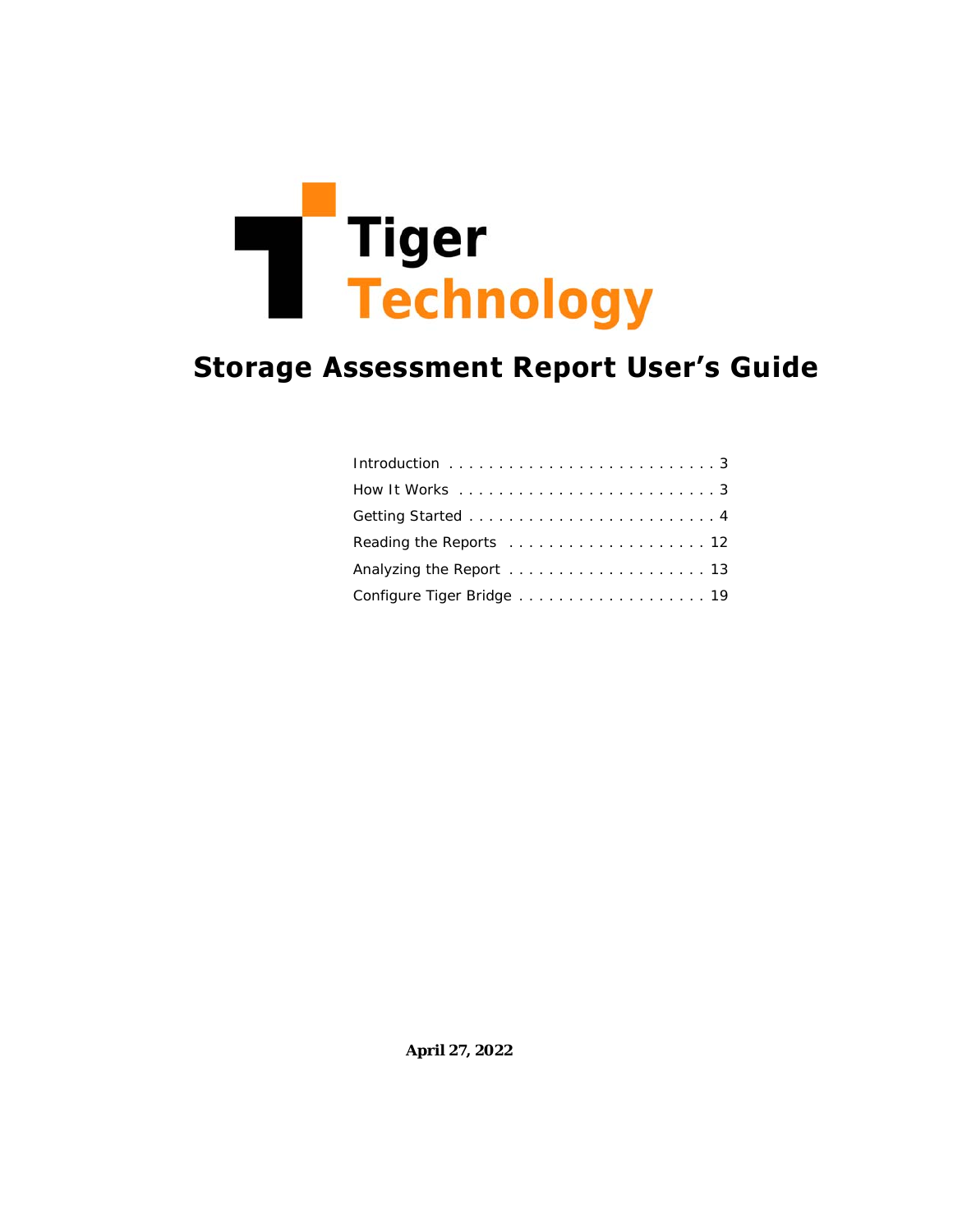Tiger
Technology

# Storage Assessment Report User's Guide

| | |
|---|---|
| Introduction | 3 |
| How It Works | 3 |
| Getting Started | 4 |
| Reading the Reports | 12 |
| Analyzing the Report | 13 |
| Configure Tiger Bridge | 19 |

**April 27, 2022**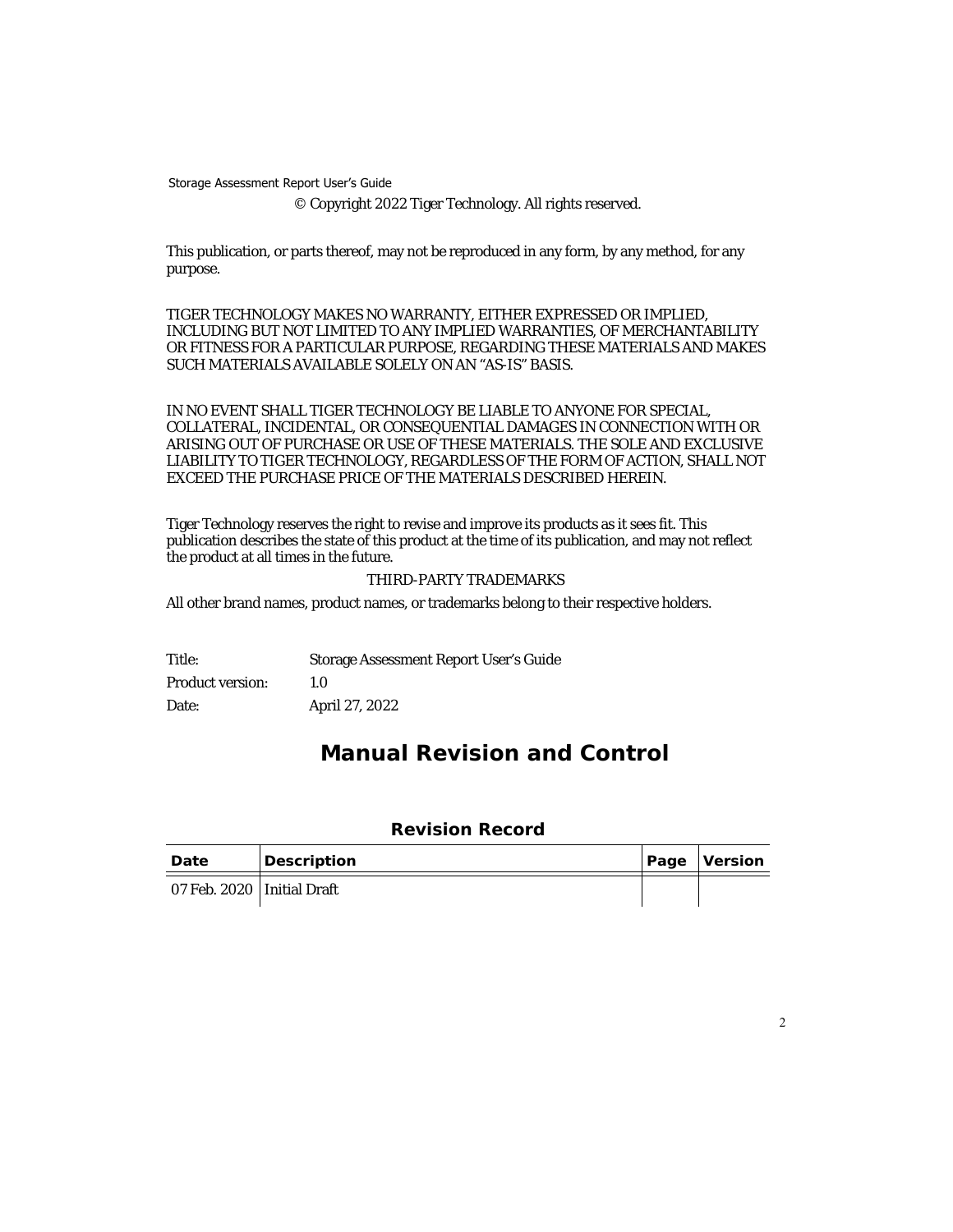© Copyright 2022 Tiger Technology. All rights reserved.

This publication, or parts thereof, may not be reproduced in any form, by any method, for any purpose.

TIGER TECHNOLOGY MAKES NO WARRANTY, EITHER EXPRESSED OR IMPLIED, INCLUDING BUT NOT LIMITED TO ANY IMPLIED WARRANTIES, OF MERCHANTABILITY OR FITNESS FOR A PARTICULAR PURPOSE, REGARDING THESE MATERIALS AND MAKES SUCH MATERIALS AVAILABLE SOLELY ON AN “AS-IS” BASIS.

IN NO EVENT SHALL TIGER TECHNOLOGY BE LIABLE TO ANYONE FOR SPECIAL, COLLATERAL, INCIDENTAL, OR CONSEQUENTIAL DAMAGES IN CONNECTION WITH OR ARISING OUT OF PURCHASE OR USE OF THESE MATERIALS. THE SOLE AND EXCLUSIVE LIABILITY TO TIGER TECHNOLOGY, REGARDLESS OF THE FORM OF ACTION, SHALL NOT EXCEED THE PURCHASE PRICE OF THE MATERIALS DESCRIBED HEREIN.

Tiger Technology reserves the right to revise and improve its products as it sees fit. This publication describes the state of this product at the time of its publication, and may not reflect the product at all times in the future.

THIRD-PARTY TRADEMARKS

All other brand names, product names, or trademarks belong to their respective holders.

| | |
|---|---|
| Title: | Storage Assessment Report User’s Guide |
| Product version: | 1.0 |
| Date: | April 27, 2022 |

# Manual Revision and Control

### Revision Record

| Date | Description | Page | Version |
|---|---|---|---|
| 07 Feb. 2020 | Initial Draft | | |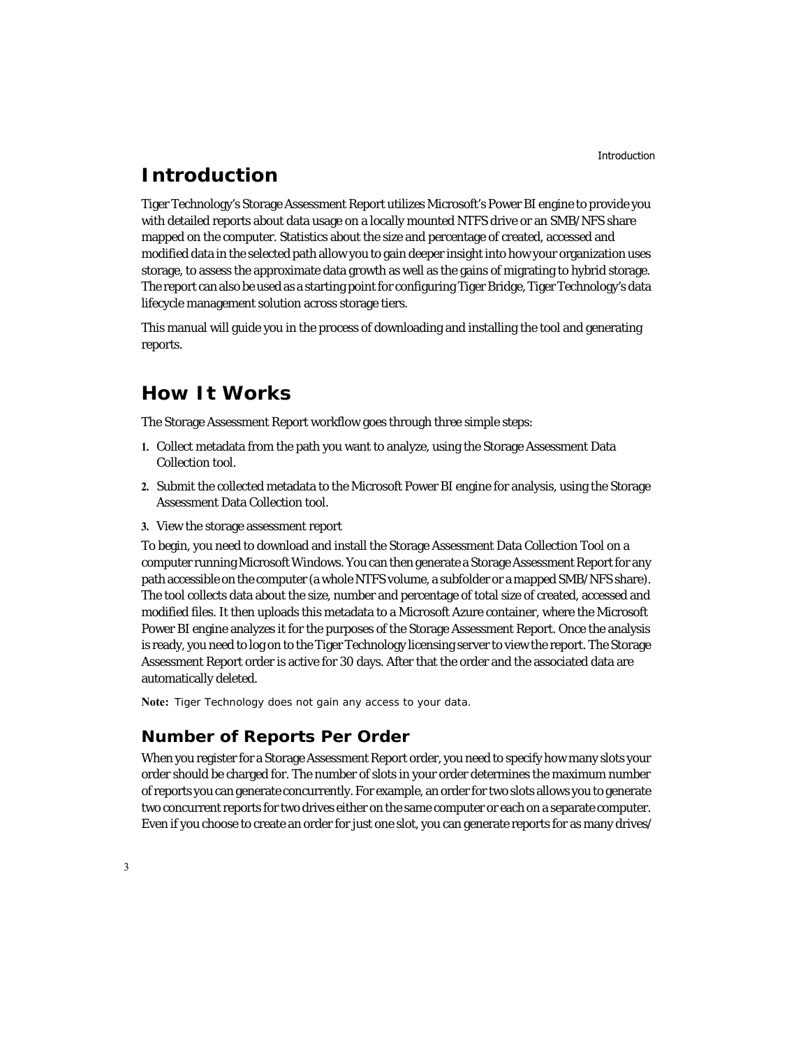# Introduction

Tiger Technology's Storage Assessment Report utilizes Microsoft's Power BI engine to provide you with detailed reports about data usage on a locally mounted NTFS drive or an SMB/NFS share mapped on the computer. Statistics about the size and percentage of created, accessed and modified data in the selected path allow you to gain deeper insight into how your organization uses storage, to assess the approximate data growth as well as the gains of migrating to hybrid storage. The report can also be used as a starting point for configuring Tiger Bridge, Tiger Technology's data lifecycle management solution across storage tiers.

This manual will guide you in the process of downloading and installing the tool and generating reports.

# How It Works

The Storage Assessment Report workflow goes through three simple steps:

1. Collect metadata from the path you want to analyze, using the Storage Assessment Data Collection tool.
2. Submit the collected metadata to the Microsoft Power BI engine for analysis, using the Storage Assessment Data Collection tool.
3. View the storage assessment report

To begin, you need to download and install the Storage Assessment Data Collection Tool on a computer running Microsoft Windows. You can then generate a Storage Assessment Report for any path accessible on the computer (a whole NTFS volume, a subfolder or a mapped SMB/NFS share). The tool collects data about the size, number and percentage of total size of created, accessed and modified files. It then uploads this metadata to a Microsoft Azure container, where the Microsoft Power BI engine analyzes it for the purposes of the Storage Assessment Report. Once the analysis is ready, you need to log on to the Tiger Technology licensing server to view the report. The Storage Assessment Report order is active for 30 days. After that the order and the associated data are automatically deleted.

**Note:** Tiger Technology does not gain any access to your data.

## Number of Reports Per Order

When you register for a Storage Assessment Report order, you need to specify how many slots your order should be charged for. The number of slots in your order determines the maximum number of reports you can generate concurrently. For example, an order for two slots allows you to generate two concurrent reports for two drives either on the same computer or each on a separate computer. Even if you choose to create an order for just one slot, you can generate reports for as many drives/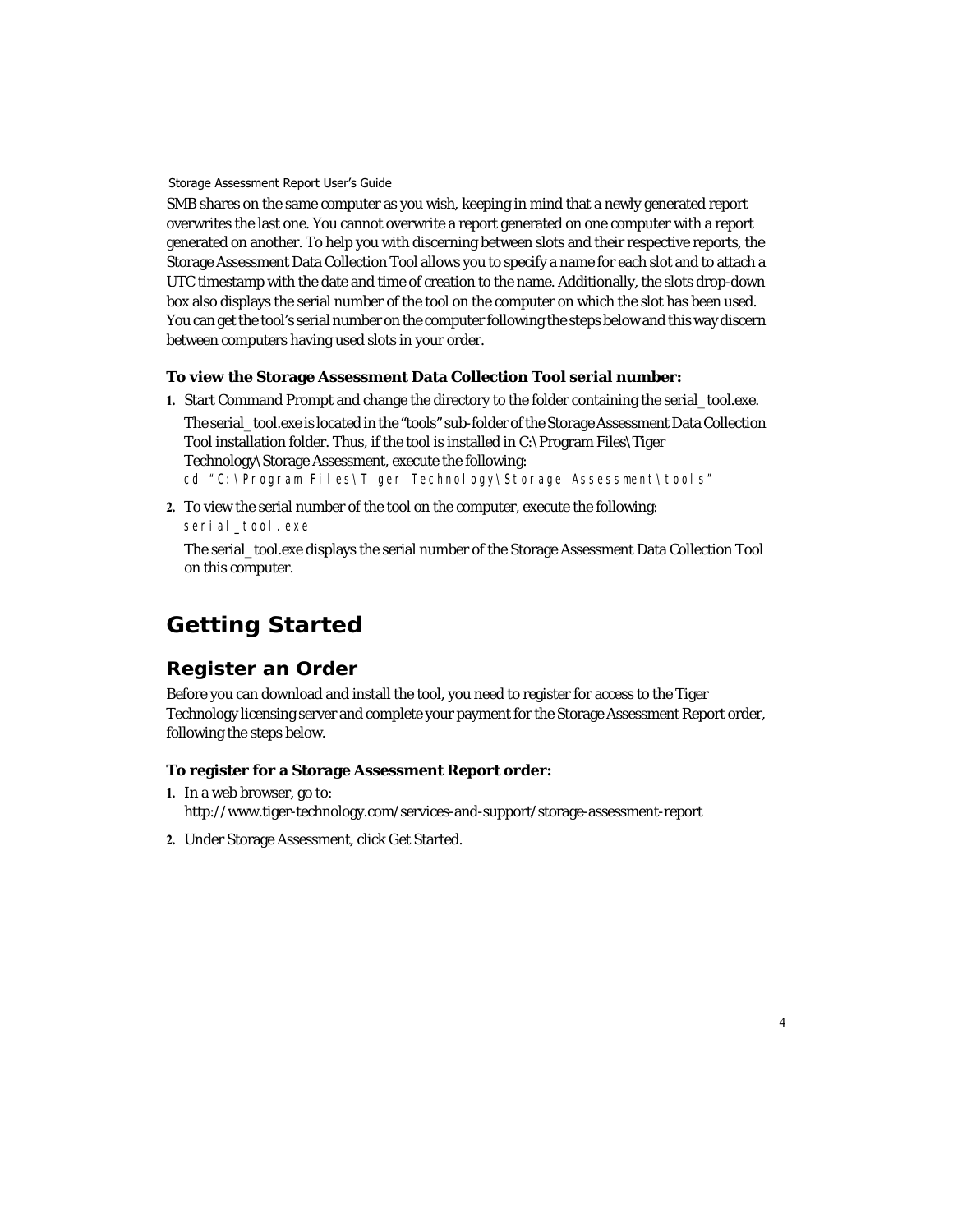SMB shares on the same computer as you wish, keeping in mind that a newly generated report overwrites the last one. You cannot overwrite a report generated on one computer with a report generated on another. To help you with discerning between slots and their respective reports, the Storage Assessment Data Collection Tool allows you to specify a name for each slot and to attach a UTC timestamp with the date and time of creation to the name. Additionally, the slots drop-down box also displays the serial number of the tool on the computer on which the slot has been used. You can get the tool's serial number on the computer following the steps below and this way discern between computers having used slots in your order.

**To view the Storage Assessment Data Collection Tool serial number:**

1. Start Command Prompt and change the directory to the folder containing the serial_tool.exe.

   The serial_tool.exe is located in the "tools" sub-folder of the Storage Assessment Data Collection Tool installation folder. Thus, if the tool is installed in C:\Program Files\Tiger Technology\Storage Assessment, execute the following:

   ```
   cd "C:\Program Files\Tiger Technology\Storage Assessment\tools"
   ```

2. To view the serial number of the tool on the computer, execute the following:

   ```
   serial_tool.exe
   ```

   The serial_tool.exe displays the serial number of the Storage Assessment Data Collection Tool on this computer.

# Getting Started

## Register an Order

Before you can download and install the tool, you need to register for access to the Tiger Technology licensing server and complete your payment for the Storage Assessment Report order, following the steps below.

**To register for a Storage Assessment Report order:**

1. In a web browser, go to:
   http://www.tiger-technology.com/services-and-support/storage-assessment-report
2. Under Storage Assessment, click Get Started.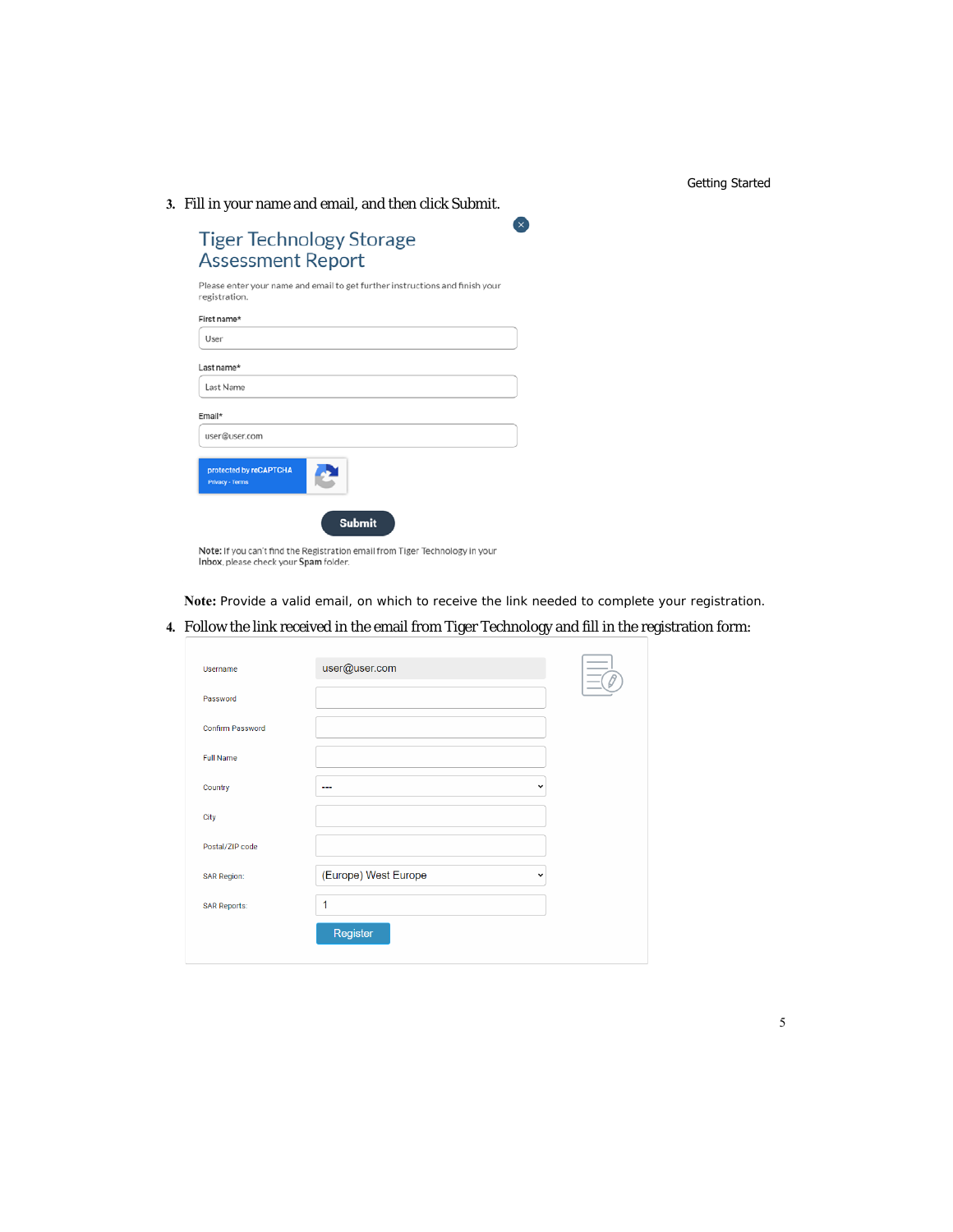3. Fill in your name and email, and then click Submit.

Tiger Technology Storage Assessment Report

Please enter your name and email to get further instructions and finish your registration.

First name*

User

Last name*

Last Name

Email*

user@user.com

protected by reCAPTCHA
Privacy - Terms

Submit

**Note:** If you can't find the Registration email from Tiger Technology in your **Inbox**, please check your **Spam** folder.

**Note:** Provide a valid email, on which to receive the link needed to complete your registration.

4. Follow the link received in the email from Tiger Technology and fill in the registration form:

| | |
|---|---|
| Username | user@user.com |
| Password | |
| Confirm Password | |
| Full Name | |
| Country | --- |
| City | |
| Postal/ZIP code | |
| SAR Region: | (Europe) West Europe |
| SAR Reports: | 1 |

Register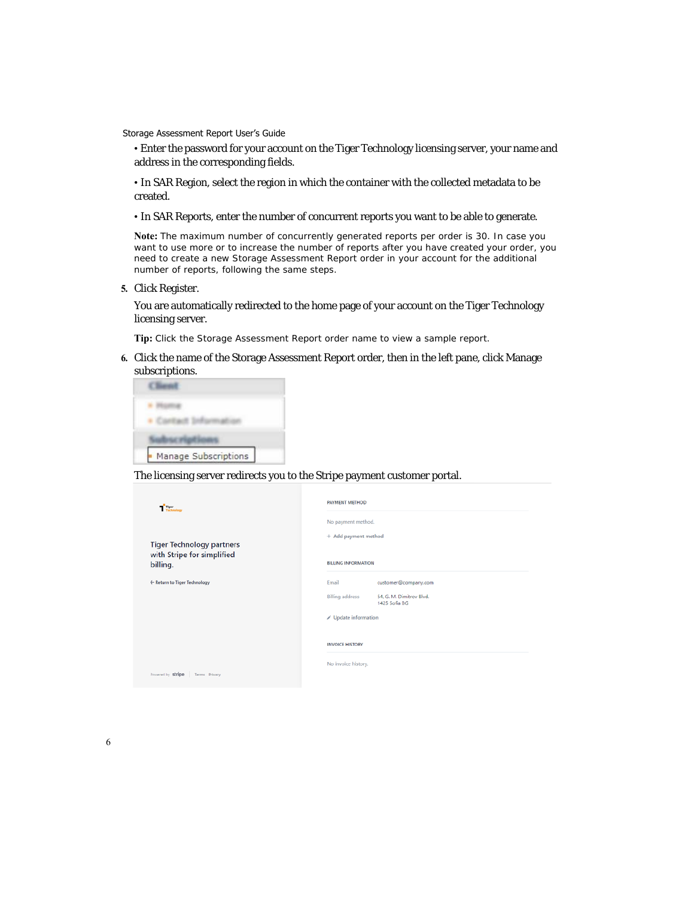• Enter the password for your account on the Tiger Technology licensing server, your name and address in the corresponding fields.

• In SAR Region, select the region in which the container with the collected metadata to be created.

• In SAR Reports, enter the number of concurrent reports you want to be able to generate.

**Note:** The maximum number of concurrently generated reports per order is 30. In case you want to use more or to increase the number of reports after you have created your order, you need to create a new Storage Assessment Report order in your account for the additional number of reports, following the same steps.

5. Click Register.

   You are automatically redirected to the home page of your account on the Tiger Technology licensing server.

   **Tip:** Click the Storage Assessment Report order name to view a sample report.

6. Click the name of the Storage Assessment Report order, then in the left pane, click Manage subscriptions.

   The licensing server redirects you to the Stripe payment customer portal.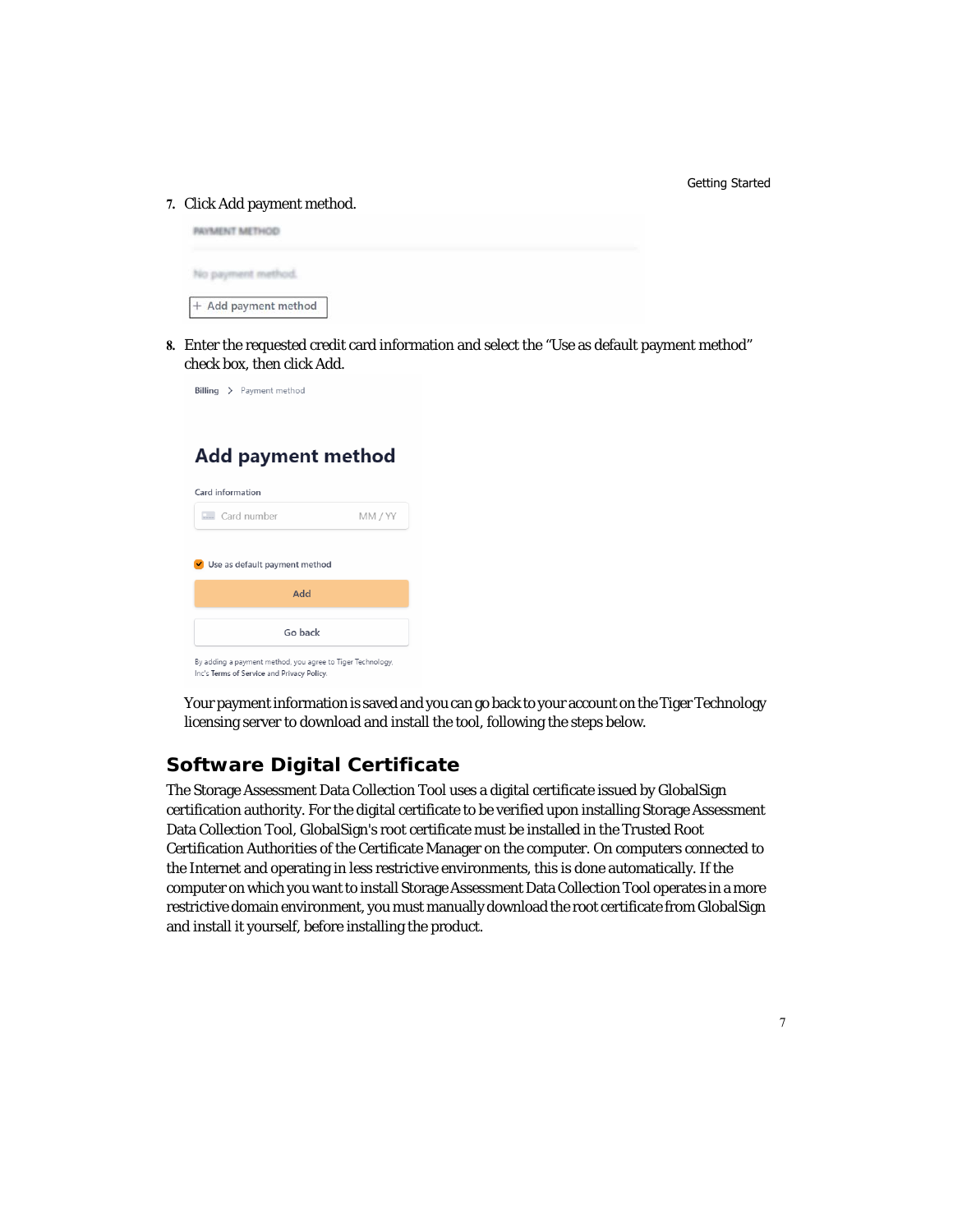7. Click Add payment method.

8. Enter the requested credit card information and select the "Use as default payment method" check box, then click Add.

Your payment information is saved and you can go back to your account on the Tiger Technology licensing server to download and install the tool, following the steps below.

## Software Digital Certificate

The Storage Assessment Data Collection Tool uses a digital certificate issued by GlobalSign certification authority. For the digital certificate to be verified upon installing Storage Assessment Data Collection Tool, GlobalSign's root certificate must be installed in the Trusted Root Certification Authorities of the Certificate Manager on the computer. On computers connected to the Internet and operating in less restrictive environments, this is done automatically. If the computer on which you want to install Storage Assessment Data Collection Tool operates in a more restrictive domain environment, you must manually download the root certificate from GlobalSign and install it yourself, before installing the product.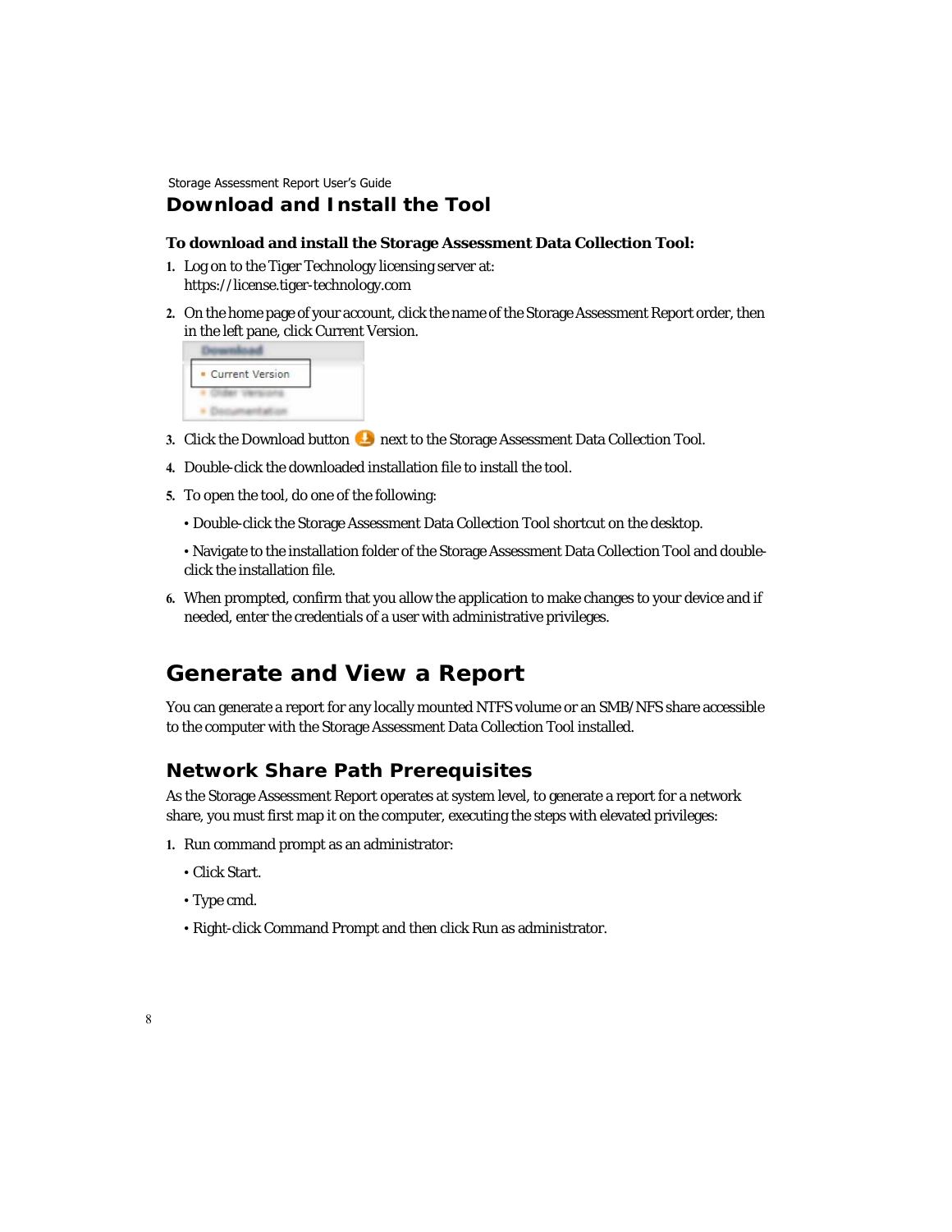## Download and Install the Tool

**To download and install the Storage Assessment Data Collection Tool:**

1. Log on to the Tiger Technology licensing server at:
   https://license.tiger-technology.com
2. On the home page of your account, click the name of the Storage Assessment Report order, then in the left pane, click Current Version.
3. Click the Download button next to the Storage Assessment Data Collection Tool.
4. Double-click the downloaded installation file to install the tool.
5. To open the tool, do one of the following:
   - Double-click the Storage Assessment Data Collection Tool shortcut on the desktop.
   - Navigate to the installation folder of the Storage Assessment Data Collection Tool and double-click the installation file.
6. When prompted, confirm that you allow the application to make changes to your device and if needed, enter the credentials of a user with administrative privileges.

# Generate and View a Report

You can generate a report for any locally mounted NTFS volume or an SMB/NFS share accessible to the computer with the Storage Assessment Data Collection Tool installed.

## Network Share Path Prerequisites

As the Storage Assessment Report operates at system level, to generate a report for a network share, you must first map it on the computer, executing the steps with elevated privileges:

1. Run command prompt as an administrator:
   - Click Start.
   - Type cmd.
   - Right-click Command Prompt and then click Run as administrator.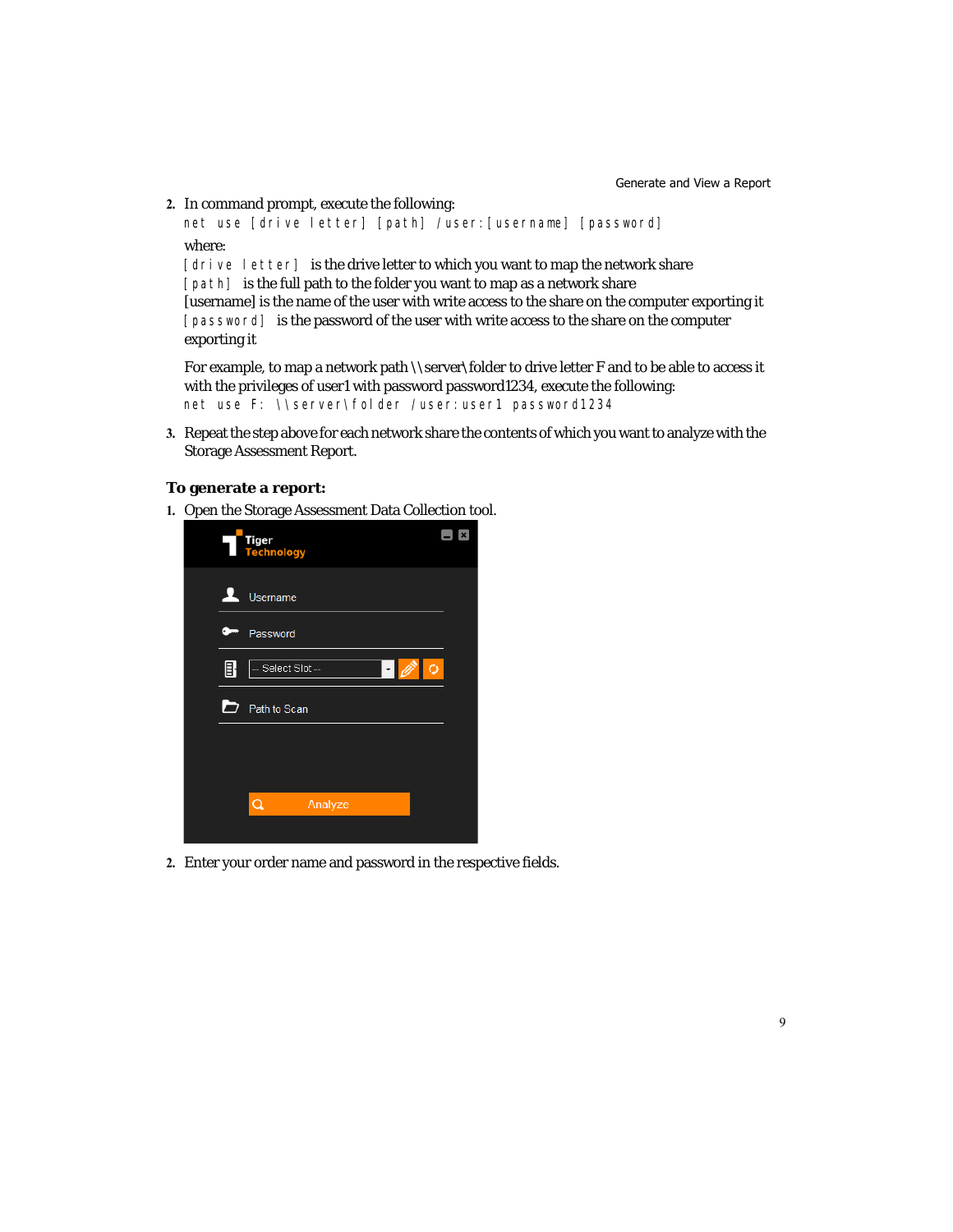2. In command prompt, execute the following:

   ```
   net use [drive letter] [path] /user:[username] [password]
   ```

   where:

   `[drive letter]` is the drive letter to which you want to map the network share

   `[path]` is the full path to the folder you want to map as a network share

   [username] is the name of the user with write access to the share on the computer exporting it

   `[password]` is the password of the user with write access to the share on the computer exporting it

   For example, to map a network path \\server\folder to drive letter F and to be able to access it with the privileges of user1 with password password1234, execute the following:

   ```
   net use F: \\server\folder /user:user1 password1234
   ```

3. Repeat the step above for each network share the contents of which you want to analyze with the Storage Assessment Report.

**To generate a report:**

1. Open the Storage Assessment Data Collection tool.

2. Enter your order name and password in the respective fields.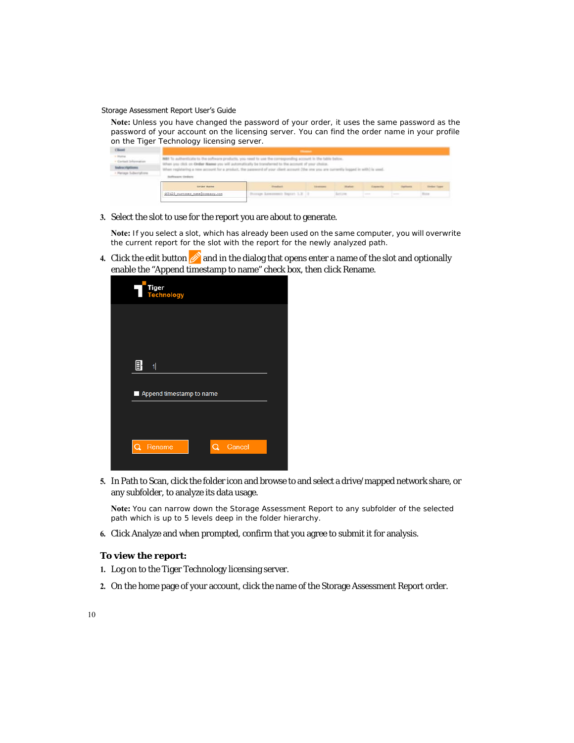**Note:** Unless you have changed the password of your order, it uses the same password as the password of your account on the licensing server. You can find the order name in your profile on the Tiger Technology licensing server.

3. Select the slot to use for the report you are about to generate.

   **Note:** If you select a slot, which has already been used on the same computer, you will overwrite the current report for the slot with the report for the newly analyzed path.

4. Click the edit button and in the dialog that opens enter a name of the slot and optionally enable the "Append timestamp to name" check box, then click Rename.

5. In Path to Scan, click the folder icon and browse to and select a drive/mapped network share, or any subfolder, to analyze its data usage.

   **Note:** You can narrow down the Storage Assessment Report to any subfolder of the selected path which is up to 5 levels deep in the folder hierarchy.

6. Click Analyze and when prompted, confirm that you agree to submit it for analysis.

### To view the report:

1. Log on to the Tiger Technology licensing server.
2. On the home page of your account, click the name of the Storage Assessment Report order.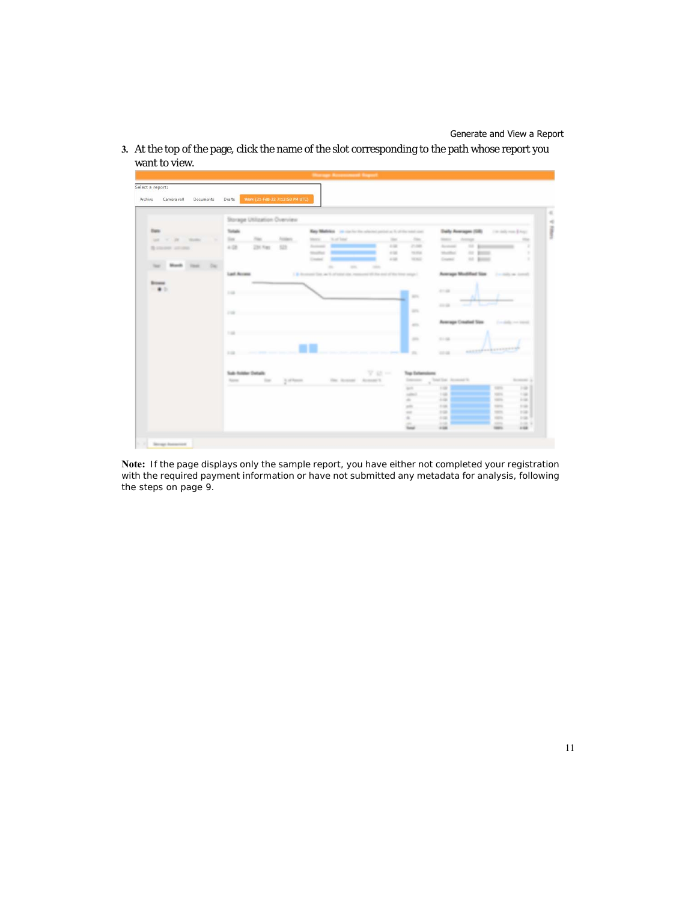3. At the top of the page, click the name of the slot corresponding to the path whose report you want to view.

**Note:** If the page displays only the sample report, you have either not completed your registration with the required payment information or have not submitted any metadata for analysis, following the steps on page 9.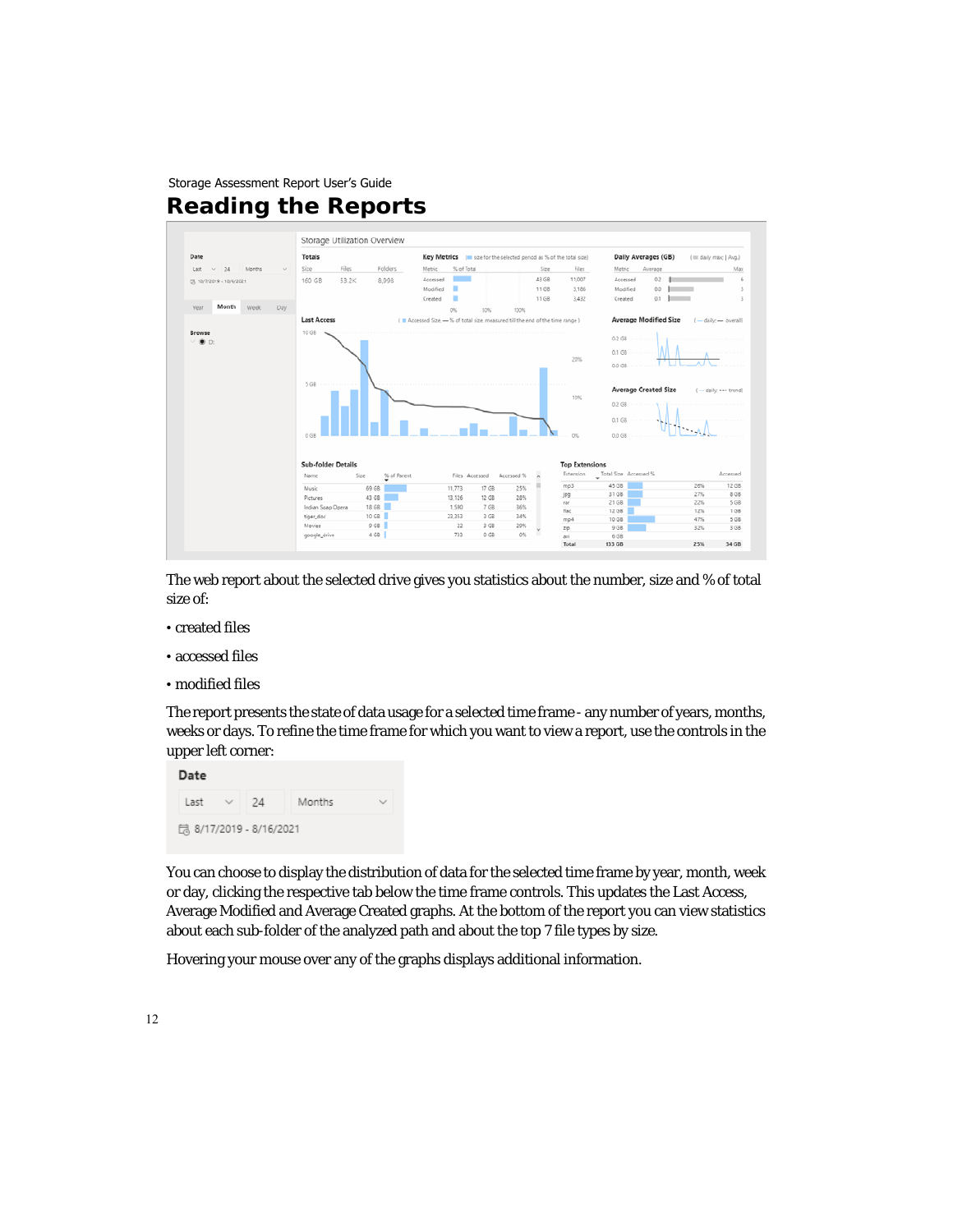# Reading the Reports

The web report about the selected drive gives you statistics about the number, size and % of total size of:

- created files
- accessed files
- modified files

The report presents the state of data usage for a selected time frame - any number of years, months, weeks or days. To refine the time frame for which you want to view a report, use the controls in the upper left corner:

You can choose to display the distribution of data for the selected time frame by year, month, week or day, clicking the respective tab below the time frame controls. This updates the Last Access, Average Modified and Average Created graphs. At the bottom of the report you can view statistics about each sub-folder of the analyzed path and about the top 7 file types by size.

Hovering your mouse over any of the graphs displays additional information.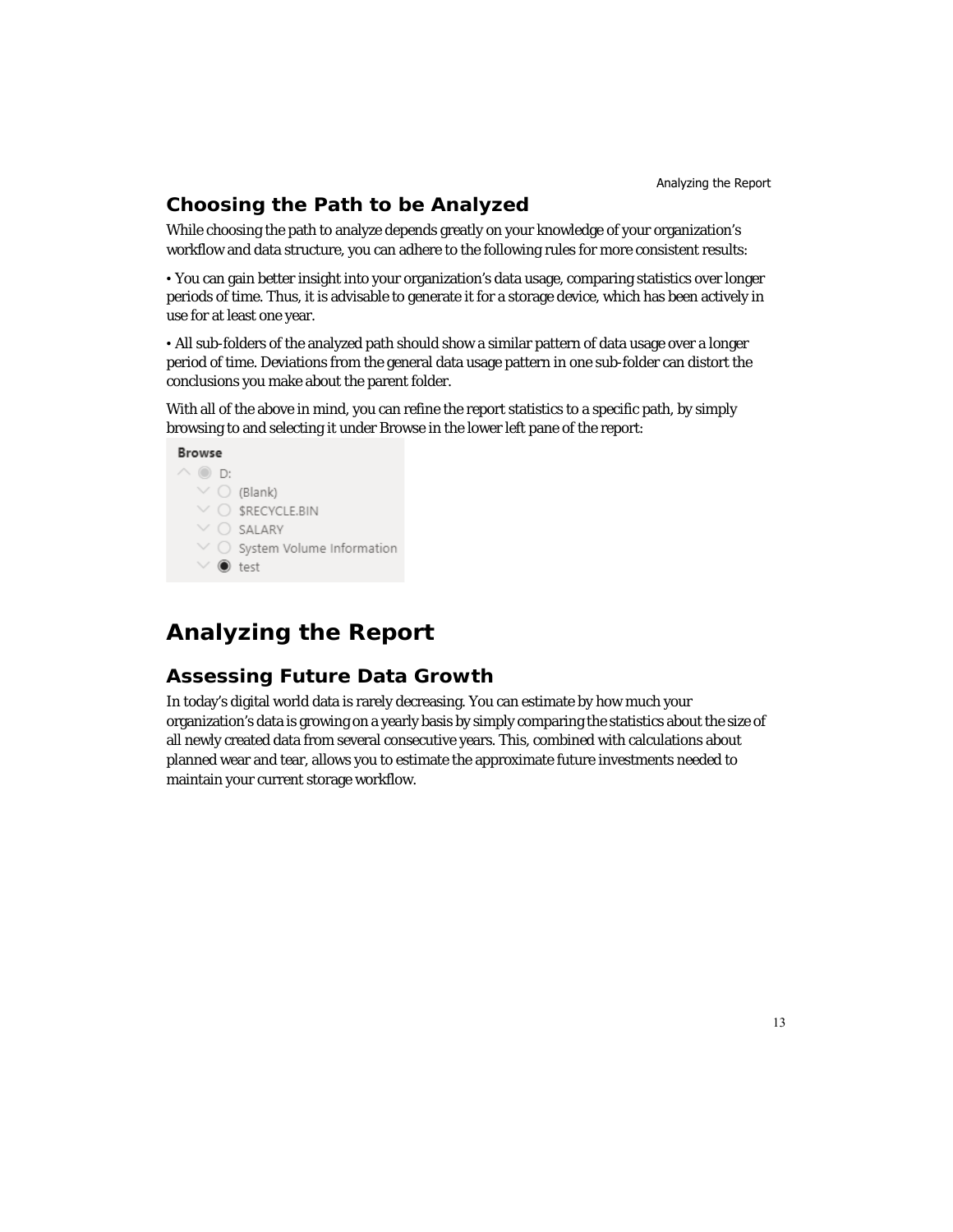## Choosing the Path to be Analyzed

While choosing the path to analyze depends greatly on your knowledge of your organization's workflow and data structure, you can adhere to the following rules for more consistent results:

• You can gain better insight into your organization's data usage, comparing statistics over longer periods of time. Thus, it is advisable to generate it for a storage device, which has been actively in use for at least one year.

• All sub-folders of the analyzed path should show a similar pattern of data usage over a longer period of time. Deviations from the general data usage pattern in one sub-folder can distort the conclusions you make about the parent folder.

With all of the above in mind, you can refine the report statistics to a specific path, by simply browsing to and selecting it under Browse in the lower left pane of the report:

**Browse**

- D:
  - (Blank)
  - $RECYCLE.BIN
  - SALARY
  - System Volume Information
  - test

# Analyzing the Report

## Assessing Future Data Growth

In today's digital world data is rarely decreasing. You can estimate by how much your organization's data is growing on a yearly basis by simply comparing the statistics about the size of all newly created data from several consecutive years. This, combined with calculations about planned wear and tear, allows you to estimate the approximate future investments needed to maintain your current storage workflow.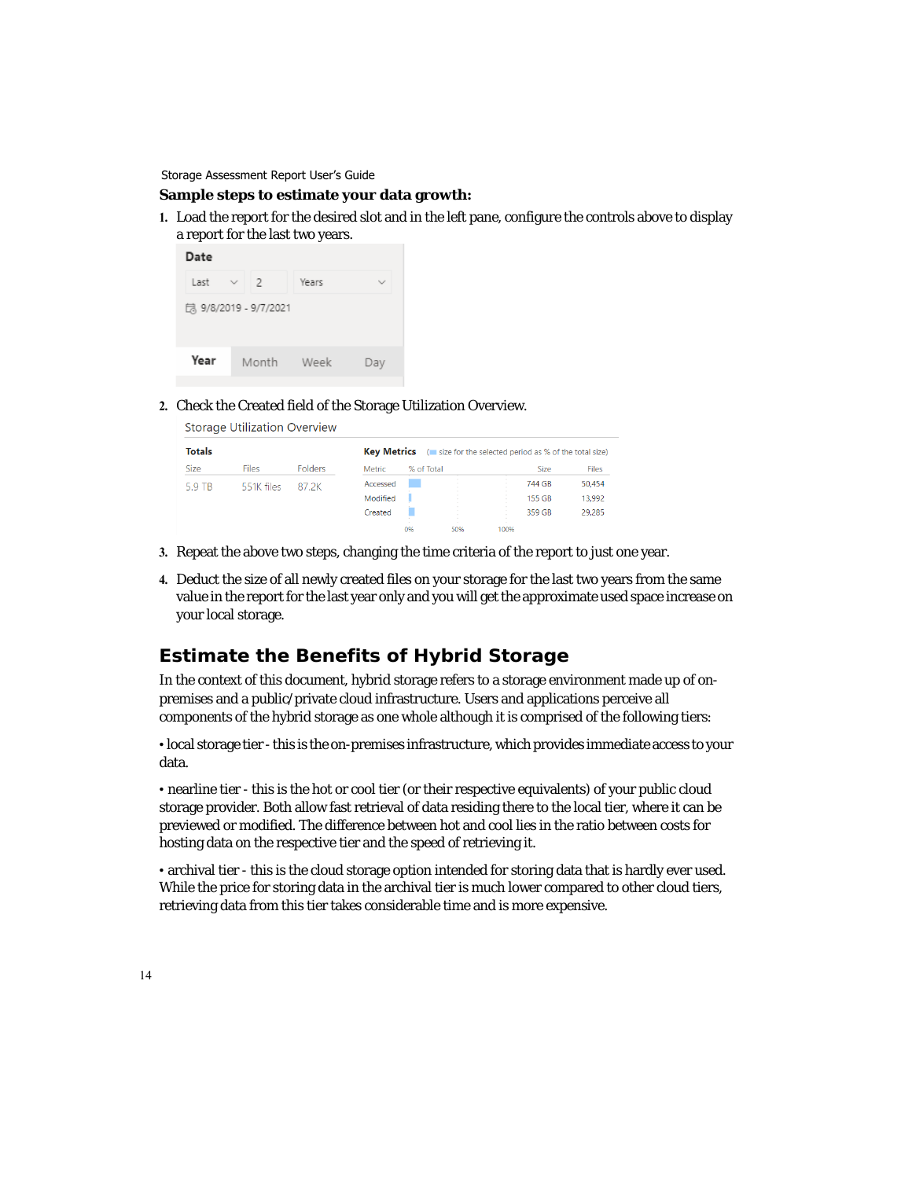**Sample steps to estimate your data growth:**

1. Load the report for the desired slot and in the left pane, configure the controls above to display a report for the last two years.

2. Check the Created field of the Storage Utilization Overview.

3. Repeat the above two steps, changing the time criteria of the report to just one year.

4. Deduct the size of all newly created files on your storage for the last two years from the same value in the report for the last year only and you will get the approximate used space increase on your local storage.

## Estimate the Benefits of Hybrid Storage

In the context of this document, hybrid storage refers to a storage environment made up of on-premises and a public/private cloud infrastructure. Users and applications perceive all components of the hybrid storage as one whole although it is comprised of the following tiers:

• local storage tier - this is the on-premises infrastructure, which provides immediate access to your data.

• nearline tier - this is the hot or cool tier (or their respective equivalents) of your public cloud storage provider. Both allow fast retrieval of data residing there to the local tier, where it can be previewed or modified. The difference between hot and cool lies in the ratio between costs for hosting data on the respective tier and the speed of retrieving it.

• archival tier - this is the cloud storage option intended for storing data that is hardly ever used. While the price for storing data in the archival tier is much lower compared to other cloud tiers, retrieving data from this tier takes considerable time and is more expensive.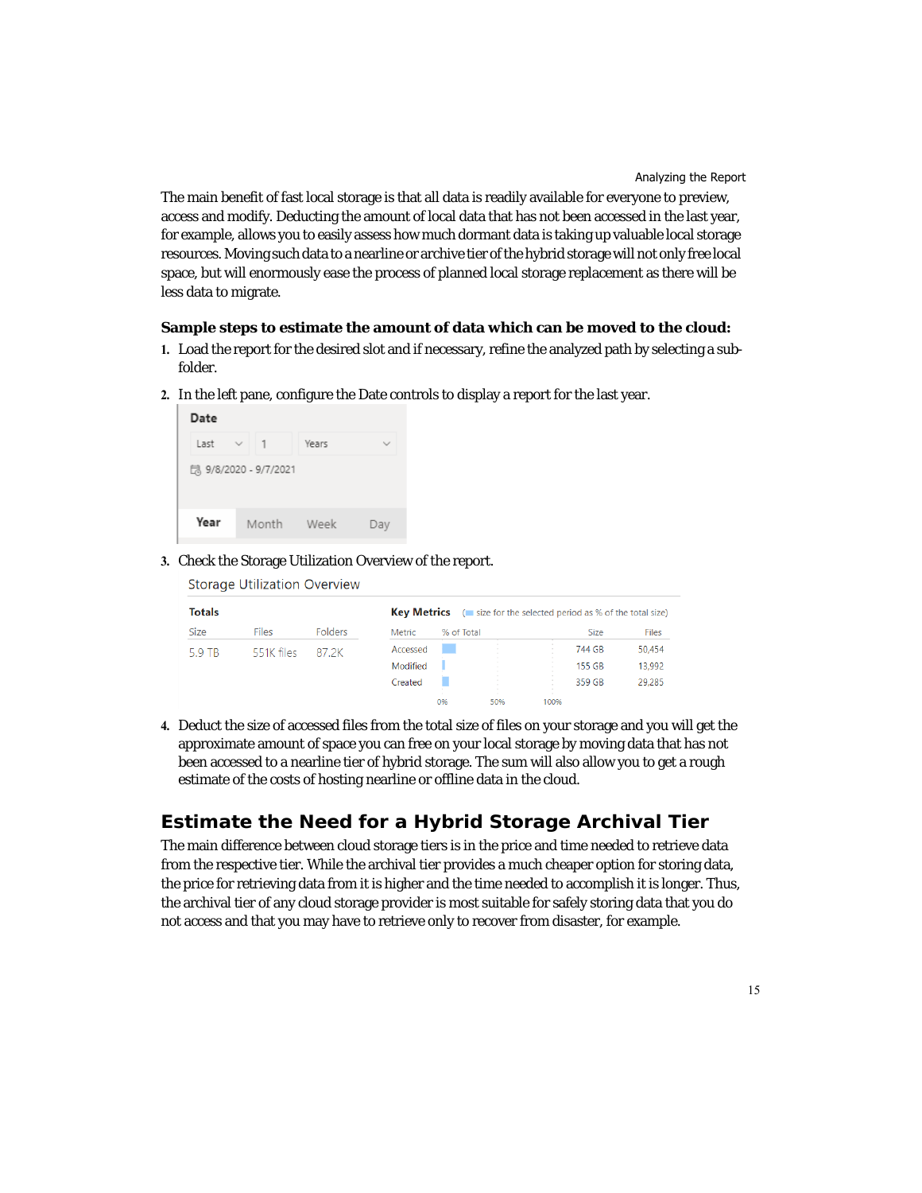The main benefit of fast local storage is that all data is readily available for everyone to preview, access and modify. Deducting the amount of local data that has not been accessed in the last year, for example, allows you to easily assess how much dormant data is taking up valuable local storage resources. Moving such data to a nearline or archive tier of the hybrid storage will not only free local space, but will enormously ease the process of planned local storage replacement as there will be less data to migrate.

**Sample steps to estimate the amount of data which can be moved to the cloud:**

1. Load the report for the desired slot and if necessary, refine the analyzed path by selecting a sub-folder.
2. In the left pane, configure the Date controls to display a report for the last year.

   **Date**

   Last | 1 | Years

   9/8/2020 - 9/7/2021

   **Year** | Month | Week | Day

3. Check the Storage Utilization Overview of the report.

   Storage Utilization Overview

   **Totals**

   | Size | Files | Folders |
   |---|---|---|
   | 5.9 TB | 551K files | 87.2K |

   **Key Metrics** (size for the selected period as % of the total size)

   | Metric | % of Total | Size | Files |
   |---|---|---|---|
   | Accessed | | 744 GB | 50,454 |
   | Modified | | 155 GB | 13,992 |
   | Created | | 359 GB | 29,285 |

4. Deduct the size of accessed files from the total size of files on your storage and you will get the approximate amount of space you can free on your local storage by moving data that has not been accessed to a nearline tier of hybrid storage. The sum will also allow you to get a rough estimate of the costs of hosting nearline or offline data in the cloud.

## Estimate the Need for a Hybrid Storage Archival Tier

The main difference between cloud storage tiers is in the price and time needed to retrieve data from the respective tier. While the archival tier provides a much cheaper option for storing data, the price for retrieving data from it is higher and the time needed to accomplish it is longer. Thus, the archival tier of any cloud storage provider is most suitable for safely storing data that you do not access and that you may have to retrieve only to recover from disaster, for example.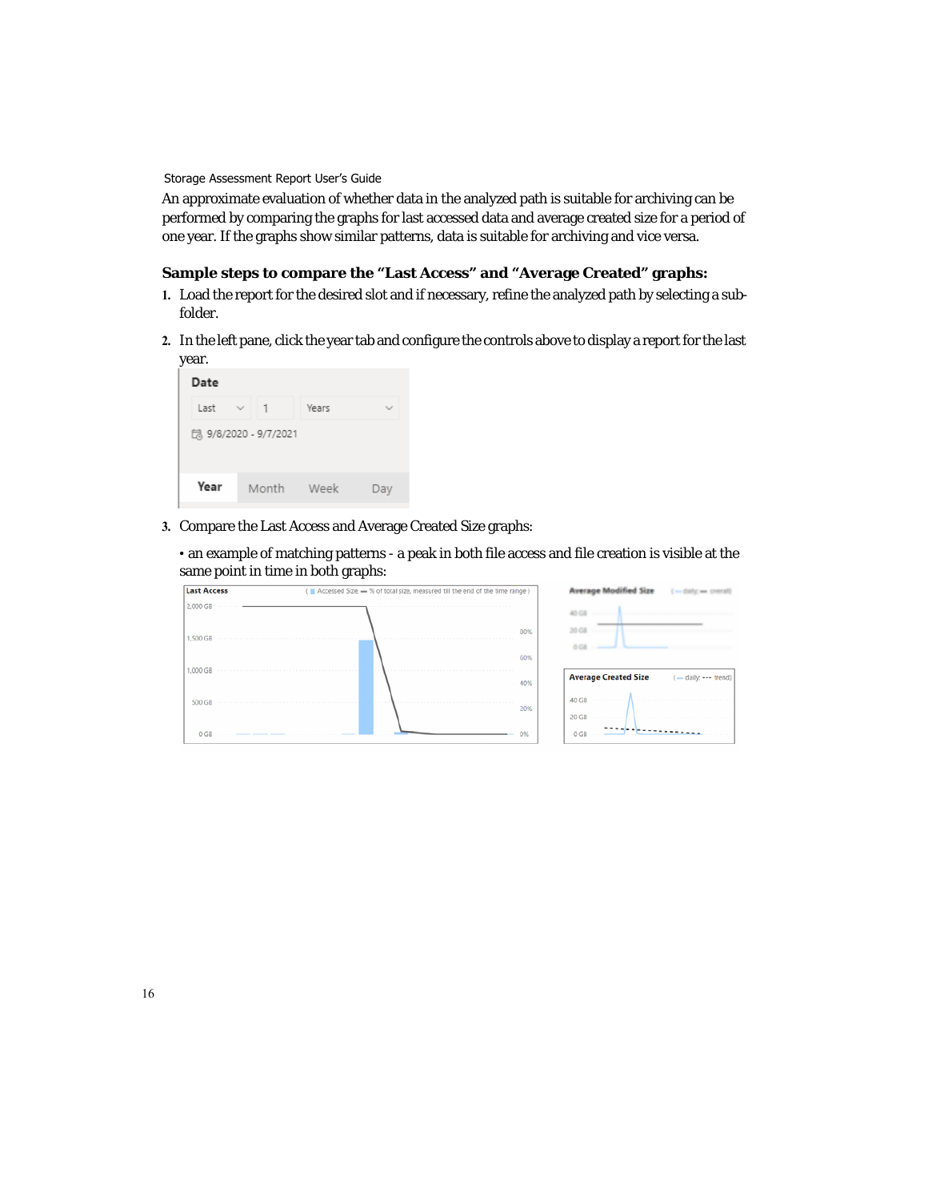An approximate evaluation of whether data in the analyzed path is suitable for archiving can be performed by comparing the graphs for last accessed data and average created size for a period of one year. If the graphs show similar patterns, data is suitable for archiving and vice versa.

**Sample steps to compare the "Last Access" and "Average Created" graphs:**

1. Load the report for the desired slot and if necessary, refine the analyzed path by selecting a sub-folder.
2. In the left pane, click the year tab and configure the controls above to display a report for the last year.
3. Compare the Last Access and Average Created Size graphs:

   • an example of matching patterns - a peak in both file access and file creation is visible at the same point in time in both graphs: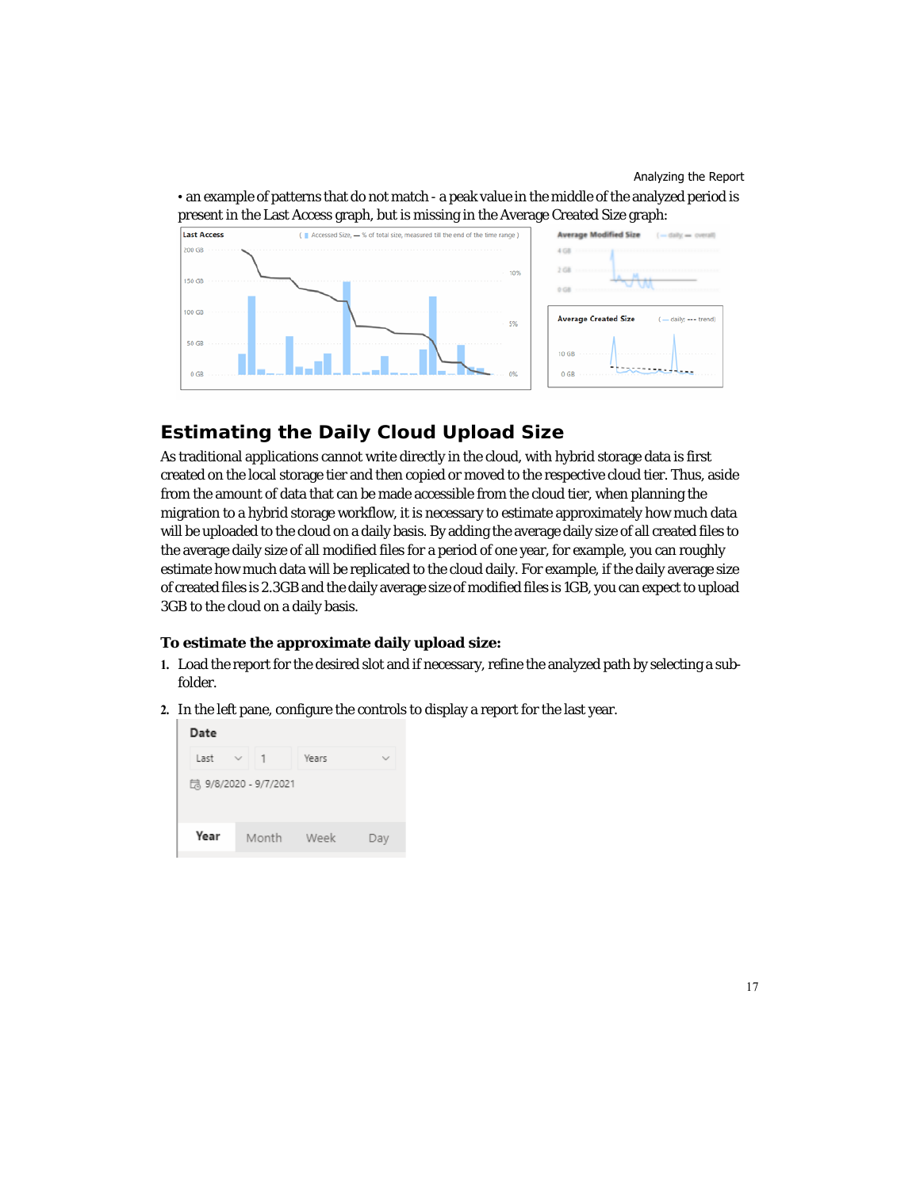• an example of patterns that do not match - a peak value in the middle of the analyzed period is present in the Last Access graph, but is missing in the Average Created Size graph:

## Estimating the Daily Cloud Upload Size

As traditional applications cannot write directly in the cloud, with hybrid storage data is first created on the local storage tier and then copied or moved to the respective cloud tier. Thus, aside from the amount of data that can be made accessible from the cloud tier, when planning the migration to a hybrid storage workflow, it is necessary to estimate approximately how much data will be uploaded to the cloud on a daily basis. By adding the average daily size of all created files to the average daily size of all modified files for a period of one year, for example, you can roughly estimate how much data will be replicated to the cloud daily. For example, if the daily average size of created files is 2.3GB and the daily average size of modified files is 1GB, you can expect to upload 3GB to the cloud on a daily basis.

### To estimate the approximate daily upload size:

1. Load the report for the desired slot and if necessary, refine the analyzed path by selecting a sub-folder.
2. In the left pane, configure the controls to display a report for the last year.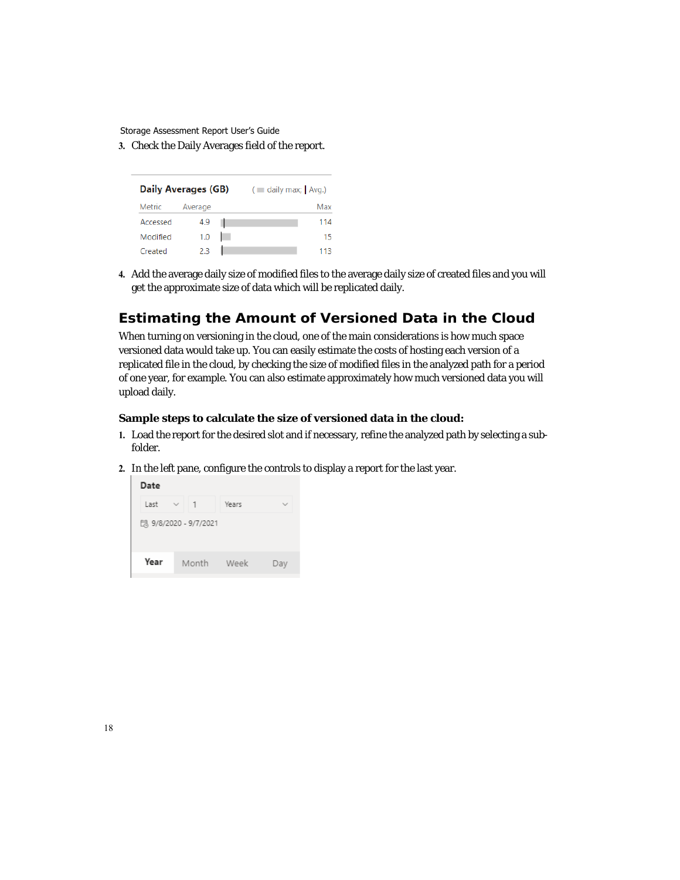3. Check the Daily Averages field of the report.

**Daily Averages (GB)** ( daily max; | Avg.)

| Metric | Average | Max |
| --- | --- | --- |
| Accessed | 4.9 | 114 |
| Modified | 1.0 | 15 |
| Created | 2.3 | 113 |

4. Add the average daily size of modified files to the average daily size of created files and you will get the approximate size of data which will be replicated daily.

## Estimating the Amount of Versioned Data in the Cloud

When turning on versioning in the cloud, one of the main considerations is how much space versioned data would take up. You can easily estimate the costs of hosting each version of a replicated file in the cloud, by checking the size of modified files in the analyzed path for a period of one year, for example. You can also estimate approximately how much versioned data you will upload daily.

### Sample steps to calculate the size of versioned data in the cloud:

1. Load the report for the desired slot and if necessary, refine the analyzed path by selecting a sub-folder.
2. In the left pane, configure the controls to display a report for the last year.

**Date**

Last | 1 | Years

9/8/2020 - 9/7/2021

**Year** | Month | Week | Day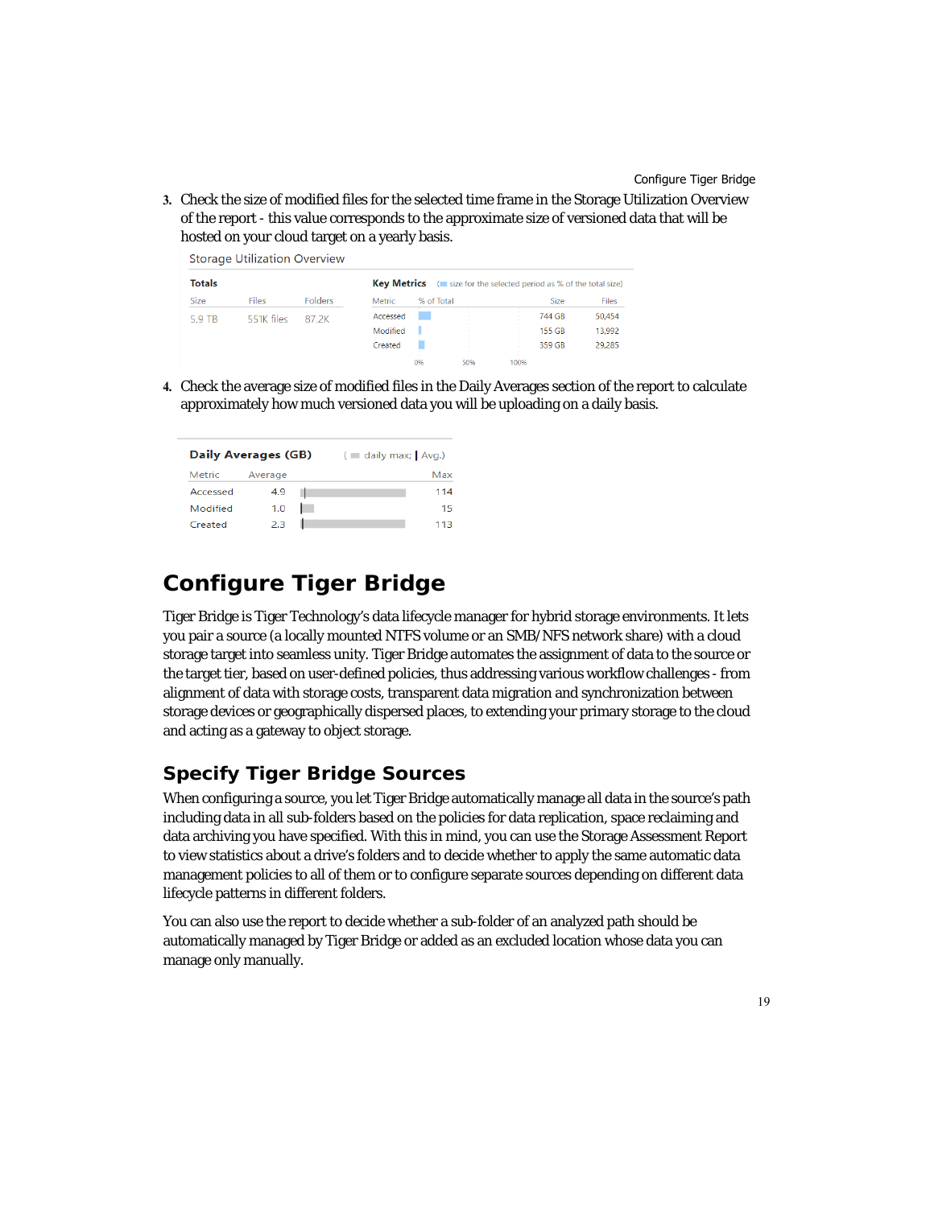3. Check the size of modified files for the selected time frame in the Storage Utilization Overview of the report - this value corresponds to the approximate size of versioned data that will be hosted on your cloud target on a yearly basis.

Storage Utilization Overview

**Totals**

| Size | Files | Folders |
|---|---|---|
| 5.9 TB | 551K files | 87.2K |

**Key Metrics** (size for the selected period as % of the total size)

| Metric | % of Total | Size | Files |
|---|---|---|---|
| Accessed | | 744 GB | 50,454 |
| Modified | | 155 GB | 13,992 |
| Created | | 359 GB | 29,285 |

4. Check the average size of modified files in the Daily Averages section of the report to calculate approximately how much versioned data you will be uploading on a daily basis.

**Daily Averages (GB)** ( daily max; | Avg.)

| Metric | Average | Max |
|---|---|---|
| Accessed | 4.9 | 114 |
| Modified | 1.0 | 15 |
| Created | 2.3 | 113 |

# Configure Tiger Bridge

Tiger Bridge is Tiger Technology's data lifecycle manager for hybrid storage environments. It lets you pair a source (a locally mounted NTFS volume or an SMB/NFS network share) with a cloud storage target into seamless unity. Tiger Bridge automates the assignment of data to the source or the target tier, based on user-defined policies, thus addressing various workflow challenges - from alignment of data with storage costs, transparent data migration and synchronization between storage devices or geographically dispersed places, to extending your primary storage to the cloud and acting as a gateway to object storage.

## Specify Tiger Bridge Sources

When configuring a source, you let Tiger Bridge automatically manage all data in the source's path including data in all sub-folders based on the policies for data replication, space reclaiming and data archiving you have specified. With this in mind, you can use the Storage Assessment Report to view statistics about a drive's folders and to decide whether to apply the same automatic data management policies to all of them or to configure separate sources depending on different data lifecycle patterns in different folders.

You can also use the report to decide whether a sub-folder of an analyzed path should be automatically managed by Tiger Bridge or added as an excluded location whose data you can manage only manually.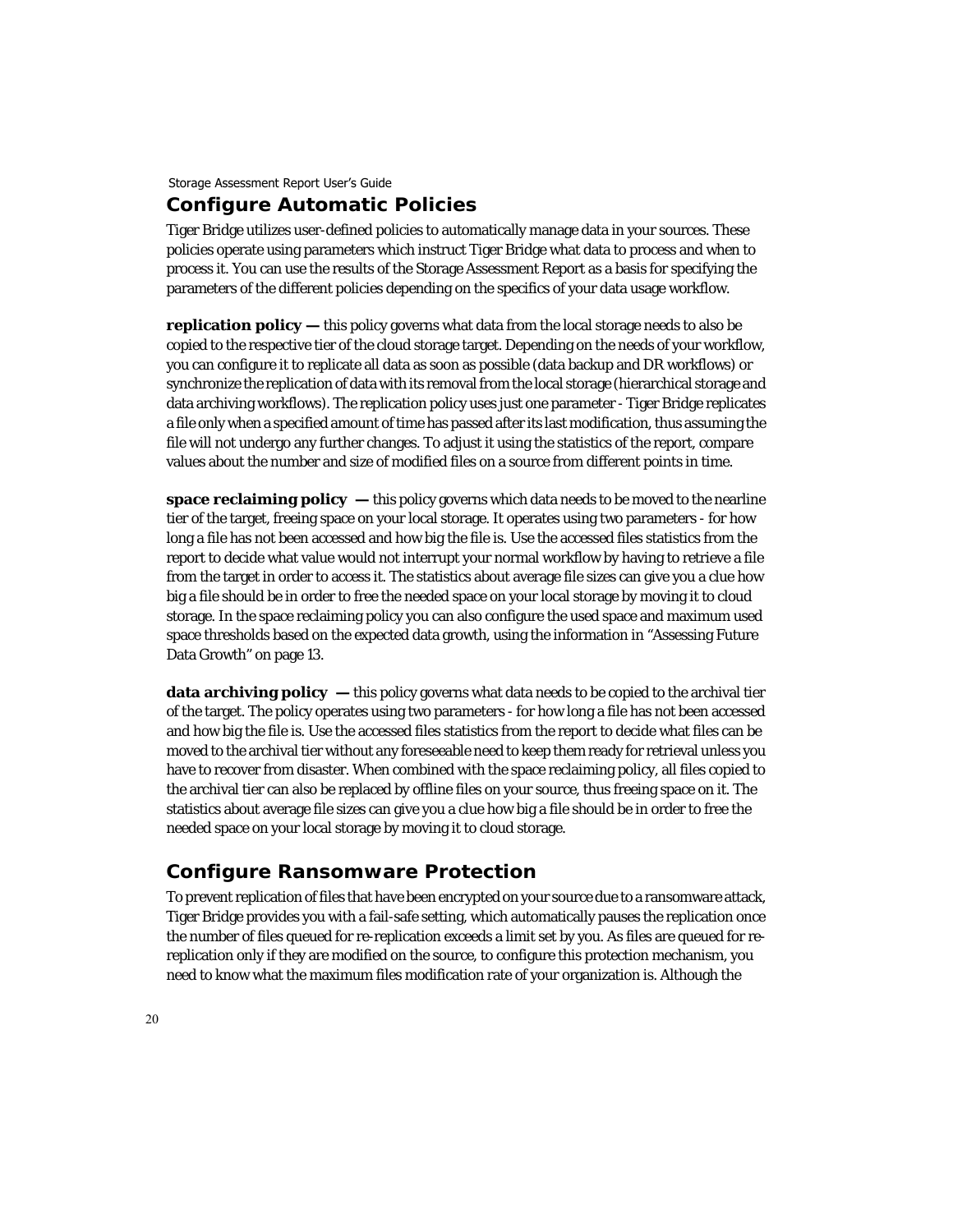## Configure Automatic Policies

Tiger Bridge utilizes user-defined policies to automatically manage data in your sources. These policies operate using parameters which instruct Tiger Bridge what data to process and when to process it. You can use the results of the Storage Assessment Report as a basis for specifying the parameters of the different policies depending on the specifics of your data usage workflow.

**replication policy —** this policy governs what data from the local storage needs to also be copied to the respective tier of the cloud storage target. Depending on the needs of your workflow, you can configure it to replicate all data as soon as possible (data backup and DR workflows) or synchronize the replication of data with its removal from the local storage (hierarchical storage and data archiving workflows). The replication policy uses just one parameter - Tiger Bridge replicates a file only when a specified amount of time has passed after its last modification, thus assuming the file will not undergo any further changes. To adjust it using the statistics of the report, compare values about the number and size of modified files on a source from different points in time.

**space reclaiming policy —** this policy governs which data needs to be moved to the nearline tier of the target, freeing space on your local storage. It operates using two parameters - for how long a file has not been accessed and how big the file is. Use the accessed files statistics from the report to decide what value would not interrupt your normal workflow by having to retrieve a file from the target in order to access it. The statistics about average file sizes can give you a clue how big a file should be in order to free the needed space on your local storage by moving it to cloud storage. In the space reclaiming policy you can also configure the used space and maximum used space thresholds based on the expected data growth, using the information in "Assessing Future Data Growth" on page 13.

**data archiving policy —** this policy governs what data needs to be copied to the archival tier of the target. The policy operates using two parameters - for how long a file has not been accessed and how big the file is. Use the accessed files statistics from the report to decide what files can be moved to the archival tier without any foreseeable need to keep them ready for retrieval unless you have to recover from disaster. When combined with the space reclaiming policy, all files copied to the archival tier can also be replaced by offline files on your source, thus freeing space on it. The statistics about average file sizes can give you a clue how big a file should be in order to free the needed space on your local storage by moving it to cloud storage.

## Configure Ransomware Protection

To prevent replication of files that have been encrypted on your source due to a ransomware attack, Tiger Bridge provides you with a fail-safe setting, which automatically pauses the replication once the number of files queued for re-replication exceeds a limit set by you. As files are queued for re-replication only if they are modified on the source, to configure this protection mechanism, you need to know what the maximum files modification rate of your organization is. Although the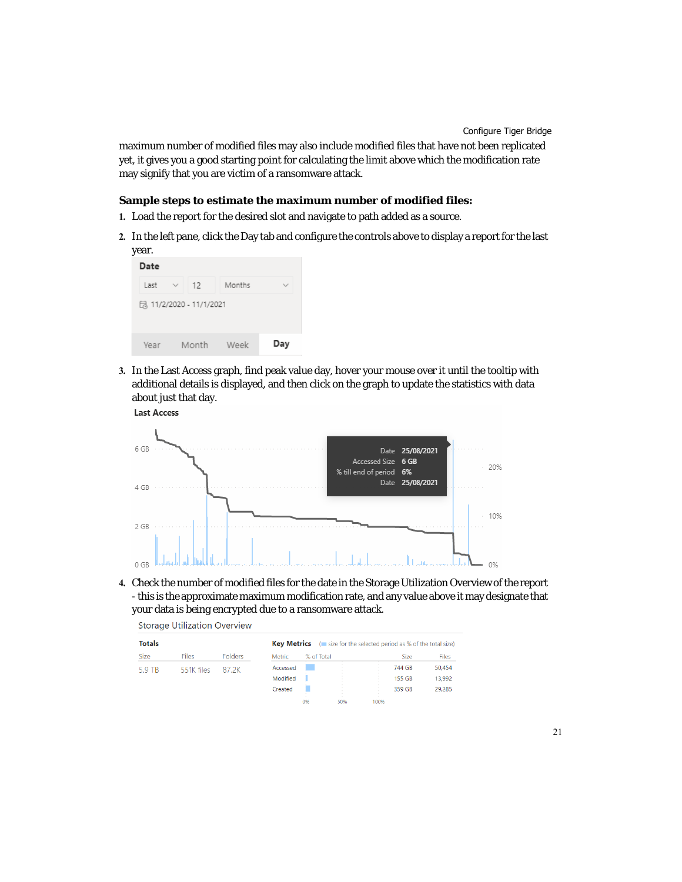maximum number of modified files may also include modified files that have not been replicated yet, it gives you a good starting point for calculating the limit above which the modification rate may signify that you are victim of a ransomware attack.

**Sample steps to estimate the maximum number of modified files:**

1. Load the report for the desired slot and navigate to path added as a source.
2. In the left pane, click the Day tab and configure the controls above to display a report for the last year.

   Date

   Last | 12 | Months

   11/2/2020 - 11/1/2021

   Year | Month | Week | Day

3. In the Last Access graph, find peak value day, hover your mouse over it until the tooltip with additional details is displayed, and then click on the graph to update the statistics with data about just that day.

   Last Access

   Date 25/08/2021
   Accessed Size 6 GB
   % till end of period 6%
   Date 25/08/2021

4. Check the number of modified files for the date in the Storage Utilization Overview of the report - this is the approximate maximum modification rate, and any value above it may designate that your data is being encrypted due to a ransomware attack.

   Storage Utilization Overview

   **Totals**

   | Size | Files | Folders |
   |---|---|---|
   | 5.9 TB | 551K files | 87.2K |

   **Key Metrics** (size for the selected period as % of the total size)

   | Metric | % of Total | Size | Files |
   |---|---|---|---|
   | Accessed | | 744 GB | 50,454 |
   | Modified | | 155 GB | 13,992 |
   | Created | | 359 GB | 29,285 |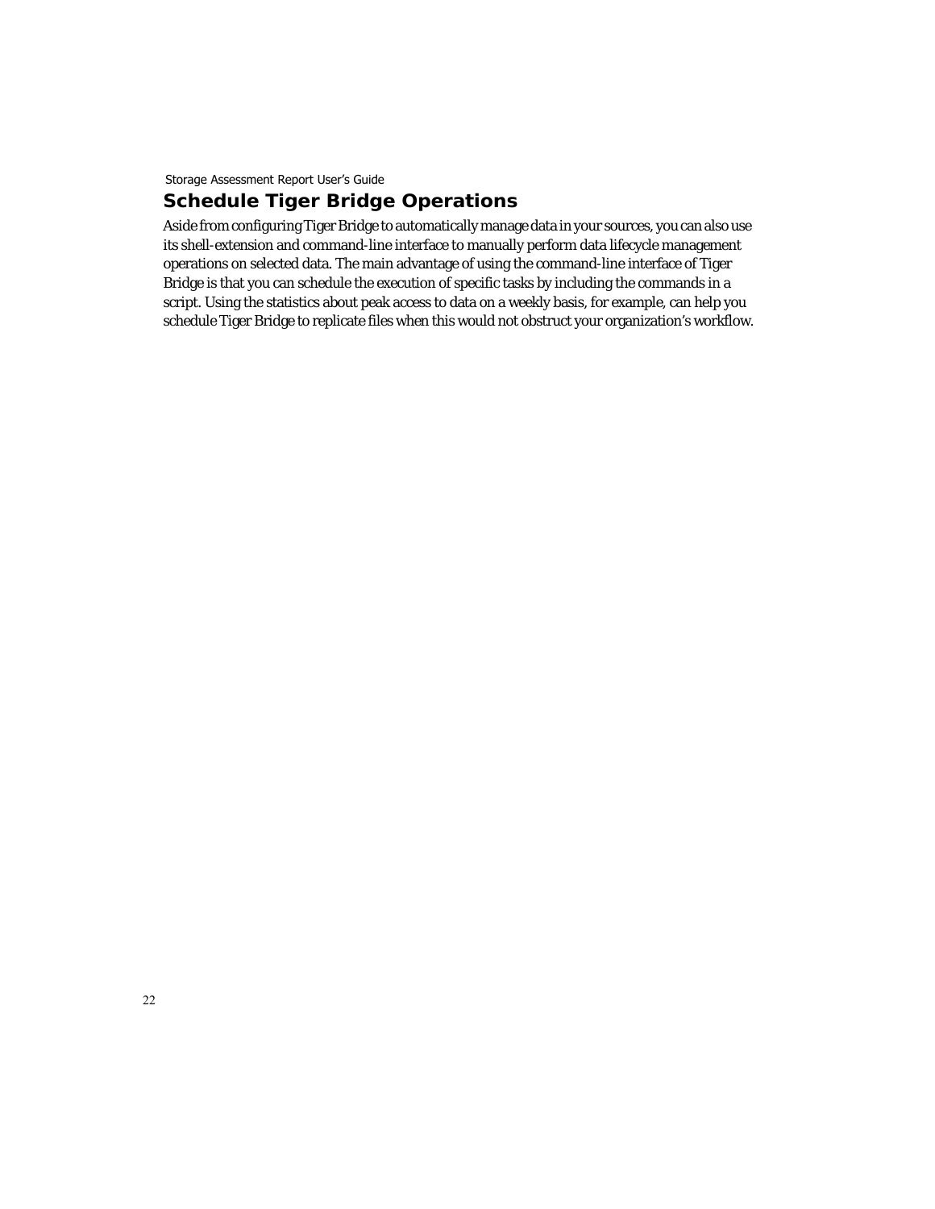## Schedule Tiger Bridge Operations

Aside from configuring Tiger Bridge to automatically manage data in your sources, you can also use its shell-extension and command-line interface to manually perform data lifecycle management operations on selected data. The main advantage of using the command-line interface of Tiger Bridge is that you can schedule the execution of specific tasks by including the commands in a script. Using the statistics about peak access to data on a weekly basis, for example, can help you schedule Tiger Bridge to replicate files when this would not obstruct your organization's workflow.